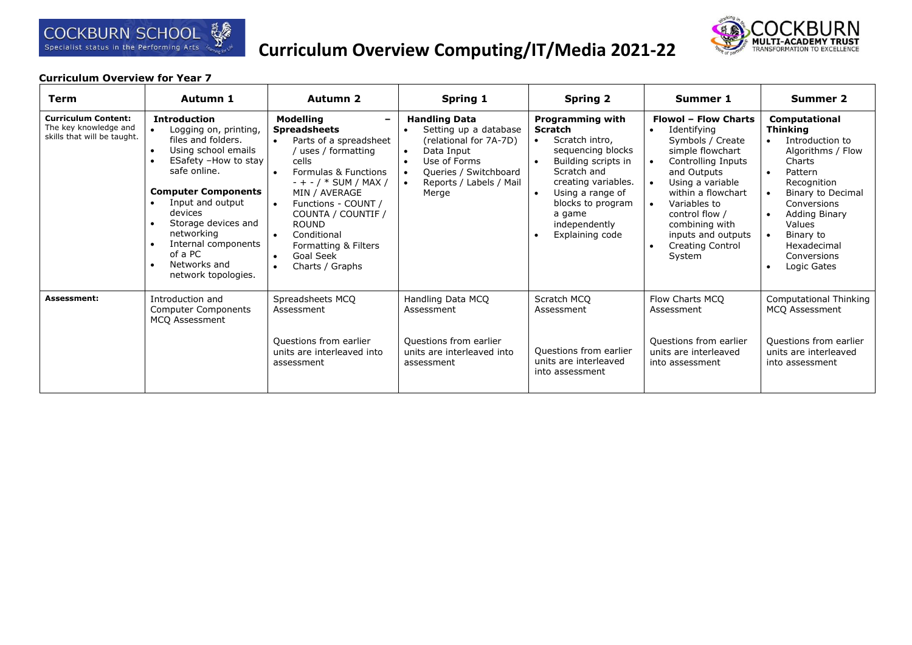# Curriculum Overview Computing/IT/Media 2021-22

**Curriculum Overview for Year 7**

| Term | Autumn 1 | Autumn 2 | Spring 1 | Spring 2 | Summer 1 | Summer 2 |
|---|---|---|---|---|---|---|
| **Curriculum Content:** The key knowledge and skills that will be taught. | **Introduction**<br>• Logging on, printing, files and folders.<br>• Using school emails<br>• ESafety –How to stay safe online.<br><br>**Computer Components**<br>• Input and output devices<br>• Storage devices and networking<br>• Internal components of a PC<br>• Networks and network topologies. | **Modelling – Spreadsheets**<br>• Parts of a spreadsheet / uses / formatting cells<br>• Formulas & Functions - + - / * SUM / MAX / MIN / AVERAGE<br>• Functions - COUNT / COUNTA / COUNTIF / ROUND<br>• Conditional Formatting & Filters<br>• Goal Seek<br>• Charts / Graphs | **Handling Data**<br>• Setting up a database (relational for 7A-7D)<br>• Data Input<br>• Use of Forms<br>• Queries / Switchboard<br>• Reports / Labels / Mail Merge | **Programming with Scratch**<br>• Scratch intro, sequencing blocks<br>• Building scripts in Scratch and creating variables.<br>• Using a range of blocks to program a game independently<br>• Explaining code | **Flowol – Flow Charts**<br>• Identifying Symbols / Create simple flowchart<br>• Controlling Inputs and Outputs<br>• Using a variable within a flowchart<br>• Variables to control flow / combining with inputs and outputs<br>• Creating Control System | **Computational Thinking**<br>• Introduction to Algorithms / Flow Charts<br>• Pattern Recognition<br>• Binary to Decimal Conversions<br>• Adding Binary Values<br>• Binary to Hexadecimal Conversions<br>• Logic Gates |
| **Assessment:** | Introduction and Computer Components MCQ Assessment | Spreadsheets MCQ Assessment<br><br>Questions from earlier units are interleaved into assessment | Handling Data MCQ Assessment<br><br>Questions from earlier units are interleaved into assessment | Scratch MCQ Assessment<br><br>Questions from earlier units are interleaved into assessment | Flow Charts MCQ Assessment<br><br>Questions from earlier units are interleaved into assessment | Computational Thinking MCQ Assessment<br><br>Questions from earlier units are interleaved into assessment |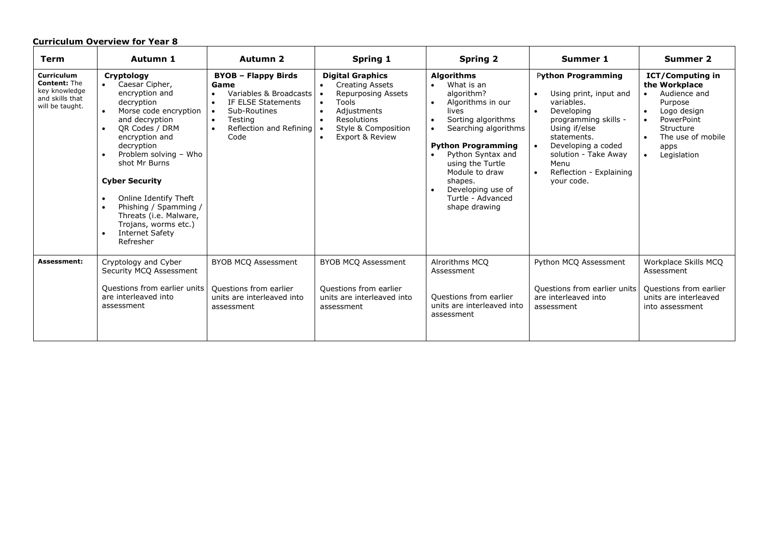**Curriculum Overview for Year 8**

| Term | Autumn 1 | Autumn 2 | Spring 1 | Spring 2 | Summer 1 | Summer 2 |
|---|---|---|---|---|---|---|
| **Curriculum Content:** The key knowledge and skills that will be taught. | **Cryptology**<br>• Caesar Cipher, encryption and decryption<br>• Morse code encryption and decryption<br>• QR Codes / DRM encryption and decryption<br>• Problem solving – Who shot Mr Burns<br><br>**Cyber Security**<br><br>• Online Identify Theft<br>• Phishing / Spamming / Threats (i.e. Malware, Trojans, worms etc.)<br>• Internet Safety Refresher | **BYOB – Flappy Birds Game**<br>• Variables & Broadcasts<br>• IF ELSE Statements<br>• Sub-Routines<br>• Testing<br>• Reflection and Refining Code | **Digital Graphics**<br>• Creating Assets<br>• Repurposing Assets<br>• Tools<br>• Adjustments<br>• Resolutions<br>• Style & Composition<br>• Export & Review | **Algorithms**<br>• What is an algorithm?<br>• Algorithms in our lives<br>• Sorting algorithms<br>• Searching algorithms<br><br>**Python Programming**<br>• Python Syntax and using the Turtle Module to draw shapes.<br>• Developing use of Turtle - Advanced shape drawing | **Python Programming**<br><br>• Using print, input and variables.<br>• Developing programming skills - Using if/else statements.<br>• Developing a coded solution - Take Away Menu<br>• Reflection - Explaining your code. | **ICT/Computing in the Workplace**<br>• Audience and Purpose<br>• Logo design<br>• PowerPoint Structure<br>• The use of mobile apps<br>• Legislation |
| **Assessment:** | Cryptology and Cyber Security MCQ Assessment<br><br>Questions from earlier units are interleaved into assessment | BYOB MCQ Assessment<br><br>Questions from earlier units are interleaved into assessment | BYOB MCQ Assessment<br><br>Questions from earlier units are interleaved into assessment | Alrorithms MCQ Assessment<br><br>Questions from earlier units are interleaved into assessment | Python MCQ Assessment<br><br>Questions from earlier units are interleaved into assessment | Workplace Skills MCQ Assessment<br><br>Questions from earlier units are interleaved into assessment |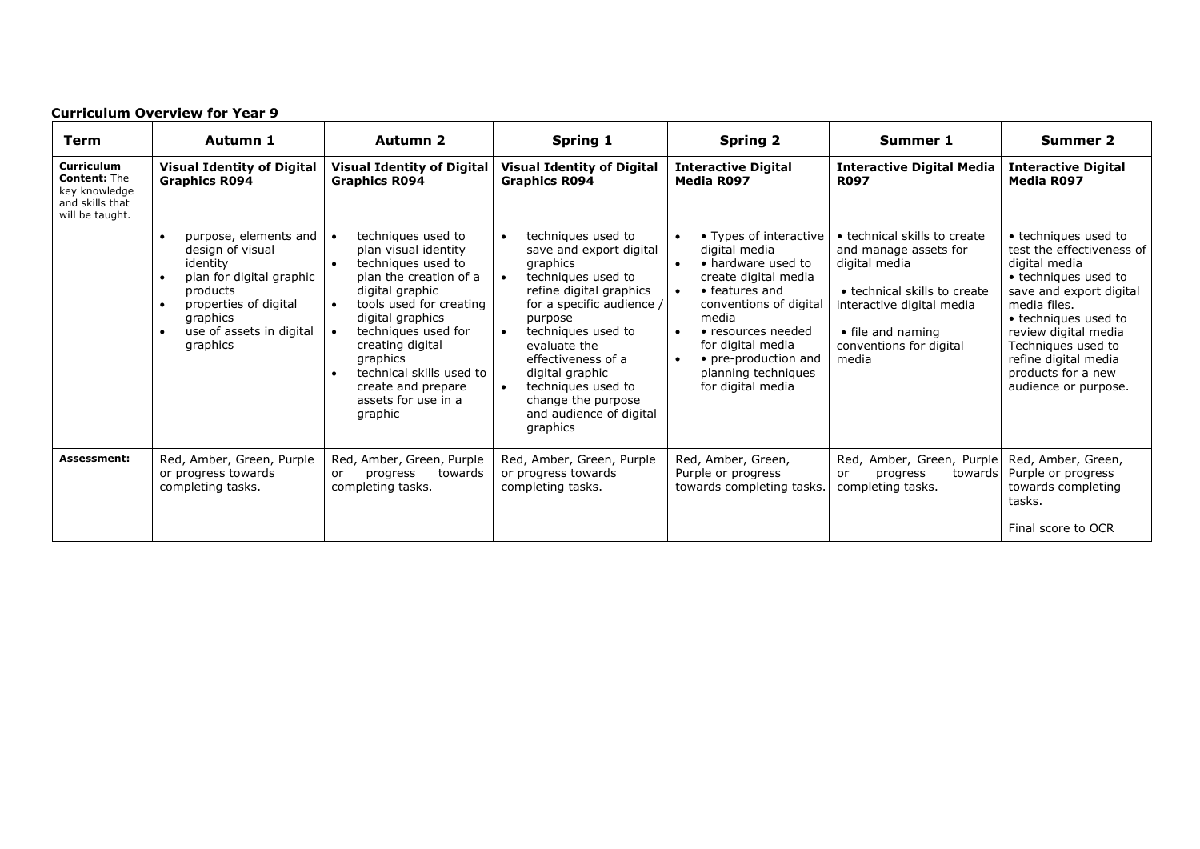**Curriculum Overview for Year 9**

| Term | Autumn 1 | Autumn 2 | Spring 1 | Spring 2 | Summer 1 | Summer 2 |
|---|---|---|---|---|---|---|
| **Curriculum Content:** The key knowledge and skills that will be taught. | **Visual Identity of Digital Graphics R094**<br><br>• purpose, elements and design of visual identity<br>• plan for digital graphic products<br>• properties of digital graphics<br>• use of assets in digital graphics | **Visual Identity of Digital Graphics R094**<br><br>• techniques used to plan visual identity<br>• techniques used to plan the creation of a digital graphic<br>• tools used for creating digital graphics<br>• techniques used for creating digital graphics<br>• technical skills used to create and prepare assets for use in a graphic | **Visual Identity of Digital Graphics R094**<br><br>• techniques used to save and export digital graphics<br>• techniques used to refine digital graphics for a specific audience / purpose<br>• techniques used to evaluate the effectiveness of a digital graphic<br>• techniques used to change the purpose and audience of digital graphics | **Interactive Digital Media R097**<br><br>• • Types of interactive digital media<br>• • hardware used to create digital media<br>• • features and conventions of digital media<br>• • resources needed for digital media<br>• • pre-production and planning techniques for digital media | **Interactive Digital Media R097**<br><br>• technical skills to create and manage assets for digital media<br><br>• technical skills to create interactive digital media<br><br>• file and naming conventions for digital media | **Interactive Digital Media R097**<br><br>• techniques used to test the effectiveness of digital media<br>• techniques used to save and export digital media files.<br>• techniques used to review digital media Techniques used to refine digital media products for a new audience or purpose. |
| **Assessment:** | Red, Amber, Green, Purple or progress towards completing tasks. | Red, Amber, Green, Purple or progress towards completing tasks. | Red, Amber, Green, Purple or progress towards completing tasks. | Red, Amber, Green, Purple or progress towards completing tasks. | Red, Amber, Green, Purple or progress towards completing tasks. | Red, Amber, Green, Purple or progress towards completing tasks.<br><br>Final score to OCR |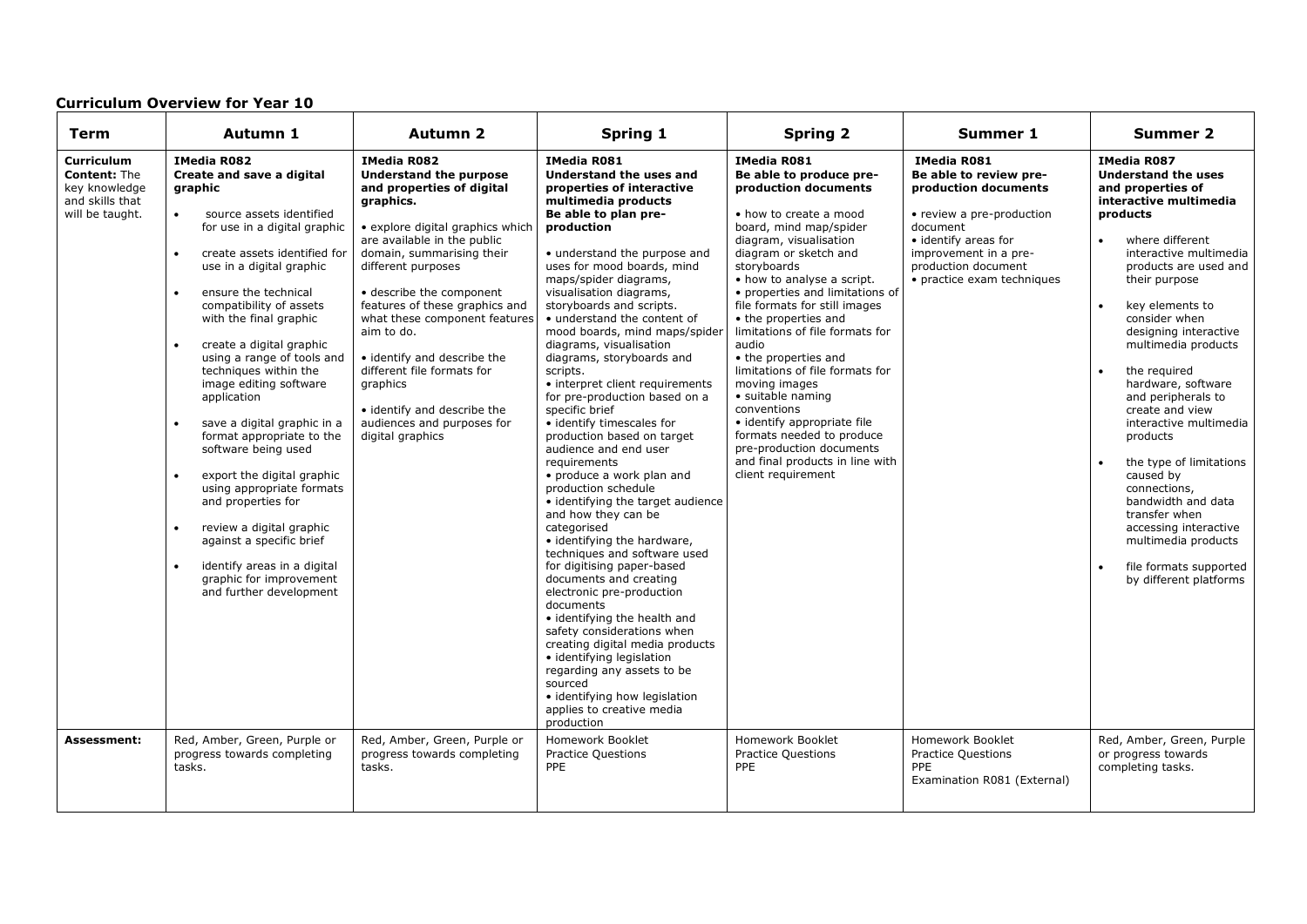**Curriculum Overview for Year 10**

| Term | Autumn 1 | Autumn 2 | Spring 1 | Spring 2 | Summer 1 | Summer 2 |
|---|---|---|---|---|---|---|
| **Curriculum Content:** The key knowledge and skills that will be taught. | **IMedia R082**<br>**Create and save a digital graphic**<br>• source assets identified for use in a digital graphic<br>• create assets identified for use in a digital graphic<br>• ensure the technical compatibility of assets with the final graphic<br>• create a digital graphic using a range of tools and techniques within the image editing software application<br>• save a digital graphic in a format appropriate to the software being used<br>• export the digital graphic using appropriate formats and properties for<br>• review a digital graphic against a specific brief<br>• identify areas in a digital graphic for improvement and further development | **IMedia R082**<br>**Understand the purpose and properties of digital graphics.**<br>• explore digital graphics which are available in the public domain, summarising their different purposes<br>• describe the component features of these graphics and what these component features aim to do.<br>• identify and describe the different file formats for graphics<br>• identify and describe the audiences and purposes for digital graphics | **IMedia R081**<br>**Understand the uses and properties of interactive multimedia products**<br>**Be able to plan pre-production**<br>• understand the purpose and uses for mood boards, mind maps/spider diagrams, visualisation diagrams, storyboards and scripts.<br>• understand the content of mood boards, mind maps/spider diagrams, visualisation diagrams, storyboards and scripts.<br>• interpret client requirements for pre-production based on a specific brief<br>• identify timescales for production based on target audience and end user requirements<br>• produce a work plan and production schedule<br>• identifying the target audience and how they can be categorised<br>• identifying the hardware, techniques and software used for digitising paper-based documents and creating electronic pre-production documents<br>• identifying the health and safety considerations when creating digital media products<br>• identifying legislation regarding any assets to be sourced<br>• identifying how legislation applies to creative media production | **IMedia R081**<br>**Be able to produce pre-production documents**<br>• how to create a mood board, mind map/spider diagram, visualisation diagram or sketch and storyboards<br>• how to analyse a script.<br>• properties and limitations of file formats for still images<br>• the properties and limitations of file formats for audio<br>• the properties and limitations of file formats for moving images<br>• suitable naming conventions<br>• identify appropriate file formats needed to produce pre-production documents and final products in line with client requirement | **IMedia R081**<br>**Be able to review pre-production documents**<br>• review a pre-production document<br>• identify areas for improvement in a pre-production document<br>• practice exam techniques | **IMedia R087**<br>**Understand the uses and properties of interactive multimedia products**<br>• where different interactive multimedia products are used and their purpose<br>• key elements to consider when designing interactive multimedia products<br>• the required hardware, software and peripherals to create and view interactive multimedia products<br>• the type of limitations caused by connections, bandwidth and data transfer when accessing interactive multimedia products<br>• file formats supported by different platforms |
| **Assessment:** | Red, Amber, Green, Purple or progress towards completing tasks. | Red, Amber, Green, Purple or progress towards completing tasks. | Homework Booklet<br>Practice Questions<br>PPE | Homework Booklet<br>Practice Questions<br>PPE | Homework Booklet<br>Practice Questions<br>PPE<br>Examination R081 (External) | Red, Amber, Green, Purple or progress towards completing tasks. |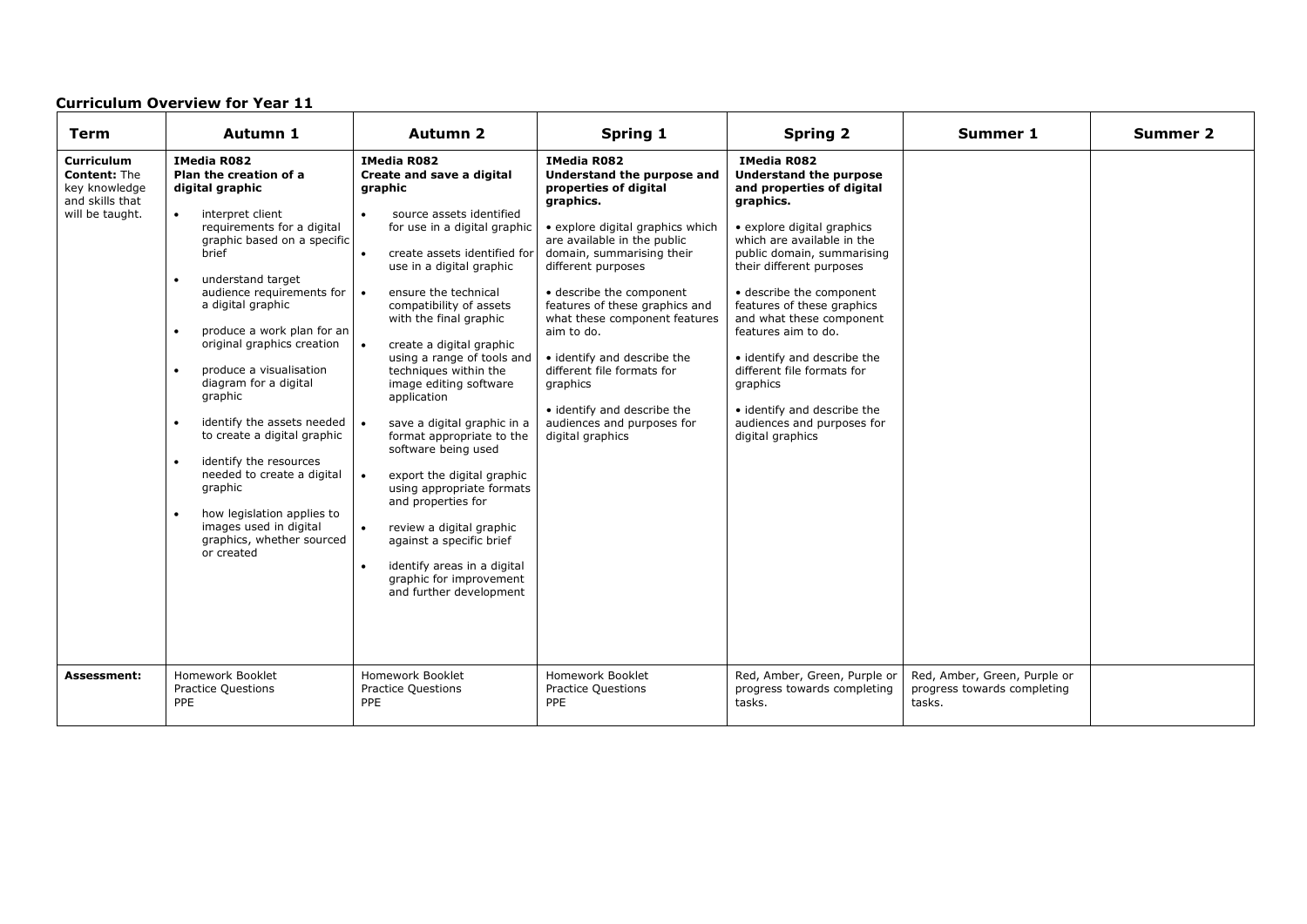**Curriculum Overview for Year 11**

| Term | Autumn 1 | Autumn 2 | Spring 1 | Spring 2 | Summer 1 | Summer 2 |
|---|---|---|---|---|---|---|
| **Curriculum Content:** The key knowledge and skills that will be taught. | **IMedia R082**<br>**Plan the creation of a digital graphic**<br>• interpret client requirements for a digital graphic based on a specific brief<br>• understand target audience requirements for a digital graphic<br>• produce a work plan for an original graphics creation<br>• produce a visualisation diagram for a digital graphic<br>• identify the assets needed to create a digital graphic<br>• identify the resources needed to create a digital graphic<br>• how legislation applies to images used in digital graphics, whether sourced or created | **IMedia R082**<br>**Create and save a digital graphic**<br>• source assets identified for use in a digital graphic<br>• create assets identified for use in a digital graphic<br>• ensure the technical compatibility of assets with the final graphic<br>• create a digital graphic using a range of tools and techniques within the image editing software application<br>• save a digital graphic in a format appropriate to the software being used<br>• export the digital graphic using appropriate formats and properties for<br>• review a digital graphic against a specific brief<br>• identify areas in a digital graphic for improvement and further development | **IMedia R082**<br>**Understand the purpose and properties of digital graphics.**<br>• explore digital graphics which are available in the public domain, summarising their different purposes<br>• describe the component features of these graphics and what these component features aim to do.<br>• identify and describe the different file formats for graphics<br>• identify and describe the audiences and purposes for digital graphics | **IMedia R082**<br>**Understand the purpose and properties of digital graphics.**<br>• explore digital graphics which are available in the public domain, summarising their different purposes<br>• describe the component features of these graphics and what these component features aim to do.<br>• identify and describe the different file formats for graphics<br>• identify and describe the audiences and purposes for digital graphics | | |
| **Assessment:** | Homework Booklet<br>Practice Questions<br>PPE | Homework Booklet<br>Practice Questions<br>PPE | Homework Booklet<br>Practice Questions<br>PPE | Red, Amber, Green, Purple or progress towards completing tasks. | Red, Amber, Green, Purple or progress towards completing tasks. | |